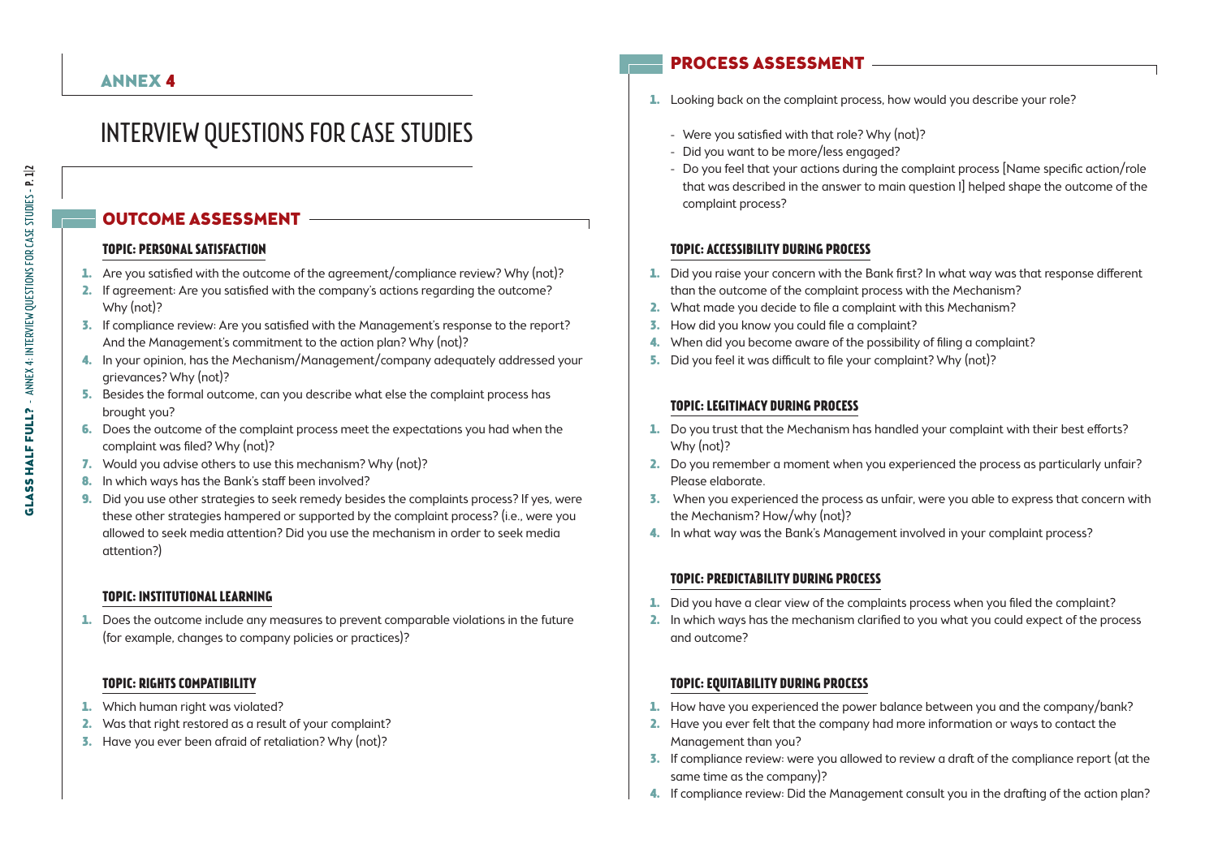# ANNEX 4

# INTERVIEW QUESTIONS FOR CASE STUDIES

## OUTCOME ASSESSMENT

### TOPIC: PERSONAL SATISFACTION

1. Are you satisfied with the outcome of the agreement/compliance review? Why (not)?
2. If agreement: Are you satisfied with the company's actions regarding the outcome? Why (not)?
3. If compliance review: Are you satisfied with the Management's response to the report? And the Management's commitment to the action plan? Why (not)?
4. In your opinion, has the Mechanism/Management/company adequately addressed your grievances? Why (not)?
5. Besides the formal outcome, can you describe what else the complaint process has brought you?
6. Does the outcome of the complaint process meet the expectations you had when the complaint was filed? Why (not)?
7. Would you advise others to use this mechanism? Why (not)?
8. In which ways has the Bank's staff been involved?
9. Did you use other strategies to seek remedy besides the complaints process? If yes, were these other strategies hampered or supported by the complaint process? (i.e., were you allowed to seek media attention? Did you use the mechanism in order to seek media attention?)

### TOPIC: INSTITUTIONAL LEARNING

1. Does the outcome include any measures to prevent comparable violations in the future (for example, changes to company policies or practices)?

### TOPIC: RIGHTS COMPATIBILITY

1. Which human right was violated?
2. Was that right restored as a result of your complaint?
3. Have you ever been afraid of retaliation? Why (not)?

## PROCESS ASSESSMENT

1. Looking back on the complaint process, how would you describe your role?
   - Were you satisfied with that role? Why (not)?
   - Did you want to be more/less engaged?
   - Do you feel that your actions during the complaint process [Name specific action/role that was described in the answer to main question I] helped shape the outcome of the complaint process?

### TOPIC: ACCESSIBILITY DURING PROCESS

1. Did you raise your concern with the Bank first? In what way was that response different than the outcome of the complaint process with the Mechanism?
2. What made you decide to file a complaint with this Mechanism?
3. How did you know you could file a complaint?
4. When did you become aware of the possibility of filing a complaint?
5. Did you feel it was difficult to file your complaint? Why (not)?

### TOPIC: LEGITIMACY DURING PROCESS

1. Do you trust that the Mechanism has handled your complaint with their best efforts? Why (not)?
2. Do you remember a moment when you experienced the process as particularly unfair? Please elaborate.
3. When you experienced the process as unfair, were you able to express that concern with the Mechanism? How/why (not)?
4. In what way was the Bank's Management involved in your complaint process?

### TOPIC: PREDICTABILITY DURING PROCESS

1. Did you have a clear view of the complaints process when you filed the complaint?
2. In which ways has the mechanism clarified to you what you could expect of the process and outcome?

### TOPIC: EQUITABILITY DURING PROCESS

1. How have you experienced the power balance between you and the company/bank?
2. Have you ever felt that the company had more information or ways to contact the Management than you?
3. If compliance review: were you allowed to review a draft of the compliance report (at the same time as the company)?
4. If compliance review: Did the Management consult you in the drafting of the action plan?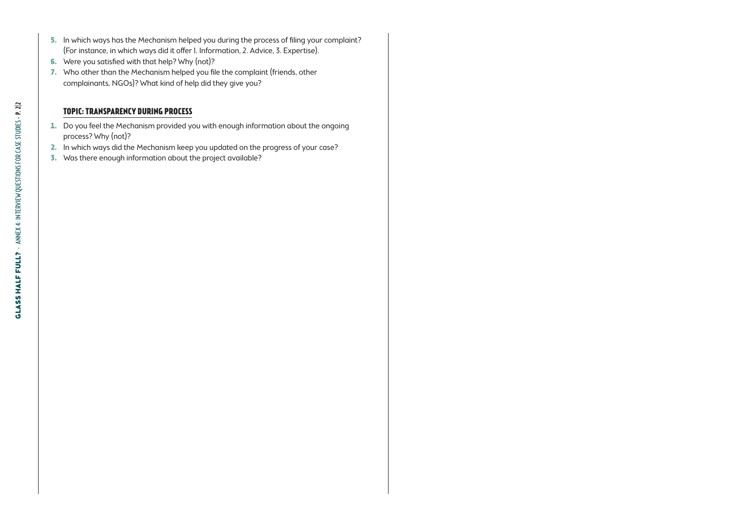5. In which ways has the Mechanism helped you during the process of filing your complaint? (For instance, in which ways did it offer I. Information, 2. Advice, 3. Expertise).
6. Were you satisfied with that help? Why (not)?
7. Who other than the Mechanism helped you file the complaint (friends, other complainants, NGOs)? What kind of help did they give you?

## TOPIC: TRANSPARENCY DURING PROCESS

1. Do you feel the Mechanism provided you with enough information about the ongoing process? Why (not)?
2. In which ways did the Mechanism keep you updated on the progress of your case?
3. Was there enough information about the project available?